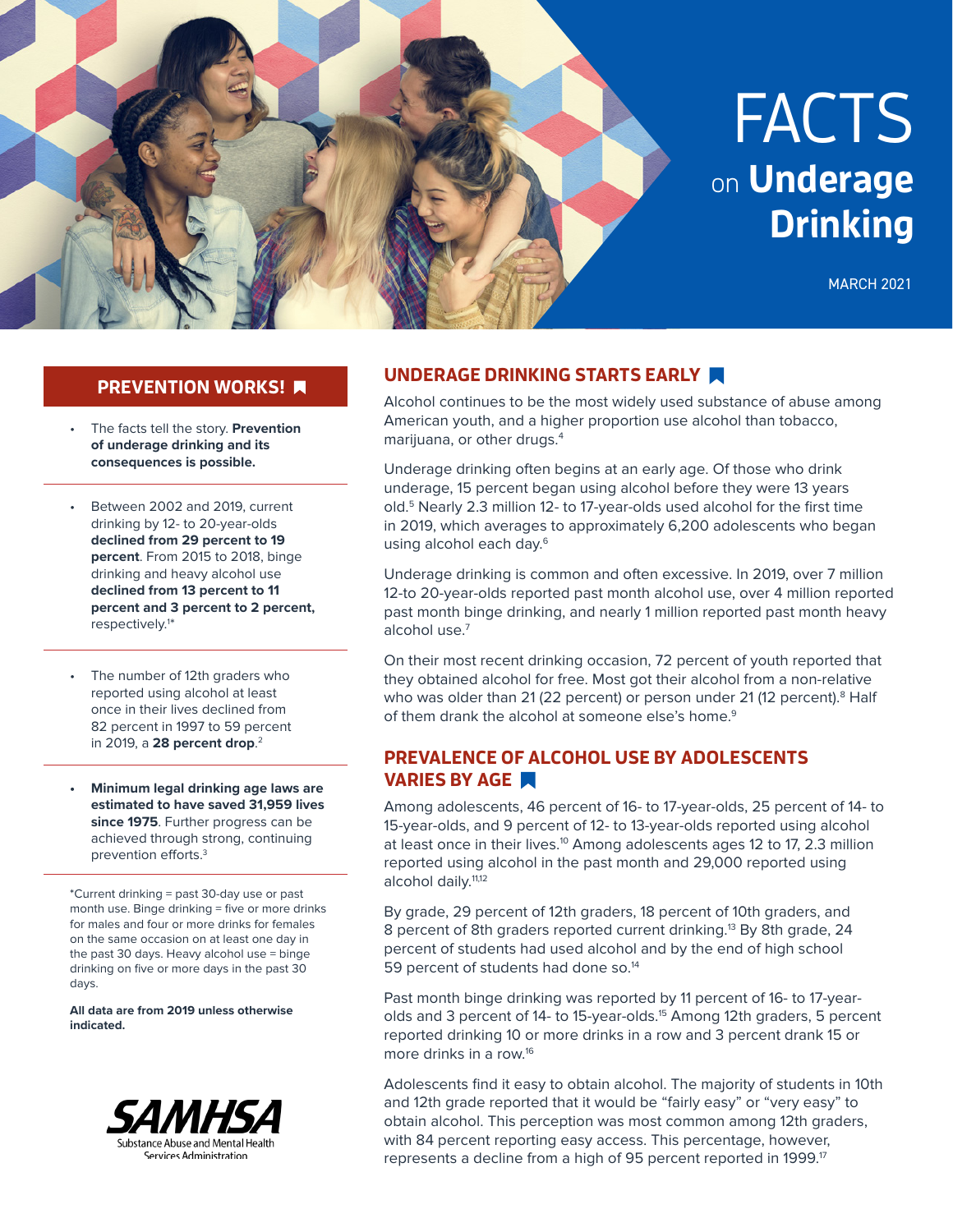# FACTS on Underage Drinking

MARCH 2021

## PREVENTION WORKS!

- The facts tell the story. **Prevention of underage drinking and its consequences is possible.**

- Between 2002 and 2019, current drinking by 12- to 20-year-olds **declined from 29 percent to 19 percent**. From 2015 to 2018, binge drinking and heavy alcohol use **declined from 13 percent to 11 percent and 3 percent to 2 percent,** respectively.[1*]

- The number of 12th graders who reported using alcohol at least once in their lives declined from 82 percent in 1997 to 59 percent in 2019, a **28 percent drop**.[2]

- **Minimum legal drinking age laws are estimated to have saved 31,959 lives since 1975**. Further progress can be achieved through strong, continuing prevention efforts.[3]

*Current drinking = past 30-day use or past month use. Binge drinking = five or more drinks for males and four or more drinks for females on the same occasion on at least one day in the past 30 days. Heavy alcohol use = binge drinking on five or more days in the past 30 days.

**All data are from 2019 unless otherwise indicated.**

SAMHSA
Substance Abuse and Mental Health Services Administration

## UNDERAGE DRINKING STARTS EARLY

Alcohol continues to be the most widely used substance of abuse among American youth, and a higher proportion use alcohol than tobacco, marijuana, or other drugs.[4]

Underage drinking often begins at an early age. Of those who drink underage, 15 percent began using alcohol before they were 13 years old.[5] Nearly 2.3 million 12- to 17-year-olds used alcohol for the first time in 2019, which averages to approximately 6,200 adolescents who began using alcohol each day.[6]

Underage drinking is common and often excessive. In 2019, over 7 million 12-to 20-year-olds reported past month alcohol use, over 4 million reported past month binge drinking, and nearly 1 million reported past month heavy alcohol use.[7]

On their most recent drinking occasion, 72 percent of youth reported that they obtained alcohol for free. Most got their alcohol from a non-relative who was older than 21 (22 percent) or person under 21 (12 percent).[8] Half of them drank the alcohol at someone else's home.[9]

## PREVALENCE OF ALCOHOL USE BY ADOLESCENTS VARIES BY AGE

Among adolescents, 46 percent of 16- to 17-year-olds, 25 percent of 14- to 15-year-olds, and 9 percent of 12- to 13-year-olds reported using alcohol at least once in their lives.[10] Among adolescents ages 12 to 17, 2.3 million reported using alcohol in the past month and 29,000 reported using alcohol daily.[11,12]

By grade, 29 percent of 12th graders, 18 percent of 10th graders, and 8 percent of 8th graders reported current drinking.[13] By 8th grade, 24 percent of students had used alcohol and by the end of high school 59 percent of students had done so.[14]

Past month binge drinking was reported by 11 percent of 16- to 17-year-olds and 3 percent of 14- to 15-year-olds.[15] Among 12th graders, 5 percent reported drinking 10 or more drinks in a row and 3 percent drank 15 or more drinks in a row.[16]

Adolescents find it easy to obtain alcohol. The majority of students in 10th and 12th grade reported that it would be "fairly easy" or "very easy" to obtain alcohol. This perception was most common among 12th graders, with 84 percent reporting easy access. This percentage, however, represents a decline from a high of 95 percent reported in 1999.[17]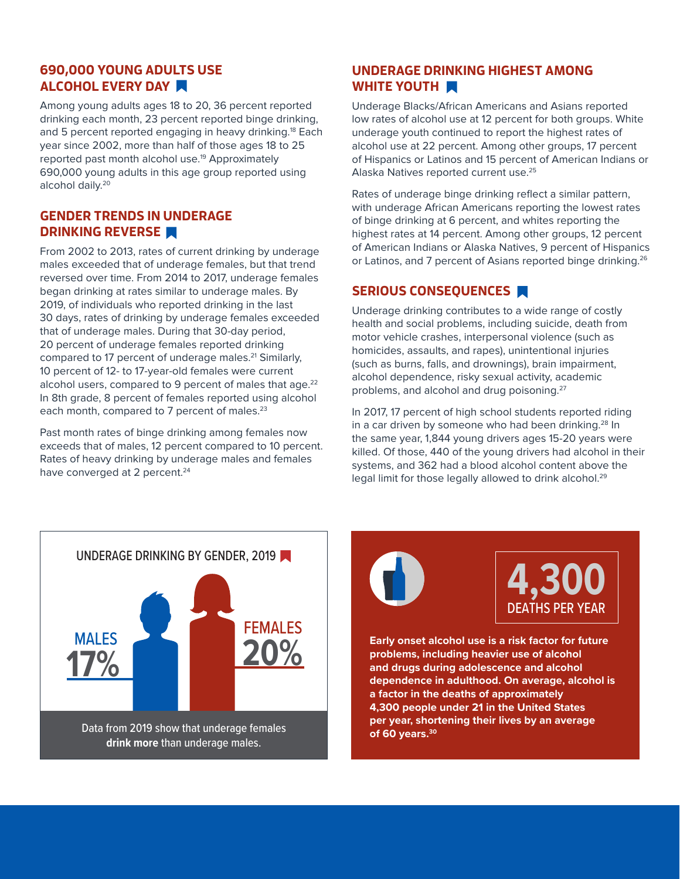## 690,000 YOUNG ADULTS USE ALCOHOL EVERY DAY

Among young adults ages 18 to 20, 36 percent reported drinking each month, 23 percent reported binge drinking, and 5 percent reported engaging in heavy drinking.[18] Each year since 2002, more than half of those ages 18 to 25 reported past month alcohol use.[19] Approximately 690,000 young adults in this age group reported using alcohol daily.[20]

## GENDER TRENDS IN UNDERAGE DRINKING REVERSE

From 2002 to 2013, rates of current drinking by underage males exceeded that of underage females, but that trend reversed over time. From 2014 to 2017, underage females began drinking at rates similar to underage males. By 2019, of individuals who reported drinking in the last 30 days, rates of drinking by underage females exceeded that of underage males. During that 30-day period, 20 percent of underage females reported drinking compared to 17 percent of underage males.[21] Similarly, 10 percent of 12- to 17-year-old females were current alcohol users, compared to 9 percent of males that age.[22] In 8th grade, 8 percent of females reported using alcohol each month, compared to 7 percent of males.[23]

Past month rates of binge drinking among females now exceeds that of males, 12 percent compared to 10 percent. Rates of heavy drinking by underage males and females have converged at 2 percent.[24]

## UNDERAGE DRINKING HIGHEST AMONG WHITE YOUTH

Underage Blacks/African Americans and Asians reported low rates of alcohol use at 12 percent for both groups. White underage youth continued to report the highest rates of alcohol use at 22 percent. Among other groups, 17 percent of Hispanics or Latinos and 15 percent of American Indians or Alaska Natives reported current use.[25]

Rates of underage binge drinking reflect a similar pattern, with underage African Americans reporting the lowest rates of binge drinking at 6 percent, and whites reporting the highest rates at 14 percent. Among other groups, 12 percent of American Indians or Alaska Natives, 9 percent of Hispanics or Latinos, and 7 percent of Asians reported binge drinking.[26]

## SERIOUS CONSEQUENCES

Underage drinking contributes to a wide range of costly health and social problems, including suicide, death from motor vehicle crashes, interpersonal violence (such as homicides, assaults, and rapes), unintentional injuries (such as burns, falls, and drownings), brain impairment, alcohol dependence, risky sexual activity, academic problems, and alcohol and drug poisoning.[27]

In 2017, 17 percent of high school students reported riding in a car driven by someone who had been drinking.[28] In the same year, 1,844 young drivers ages 15-20 years were killed. Of those, 440 of the young drivers had alcohol in their systems, and 362 had a blood alcohol content above the legal limit for those legally allowed to drink alcohol.[29]

### UNDERAGE DRINKING BY GENDER, 2019

MALES **17%**

FEMALES **20%**

Data from 2019 show that underage females **drink more** than underage males.

**4,300** DEATHS PER YEAR

**Early onset alcohol use is a risk factor for future problems, including heavier use of alcohol and drugs during adolescence and alcohol dependence in adulthood. On average, alcohol is a factor in the deaths of approximately 4,300 people under 21 in the United States per year, shortening their lives by an average of 60 years.[30]**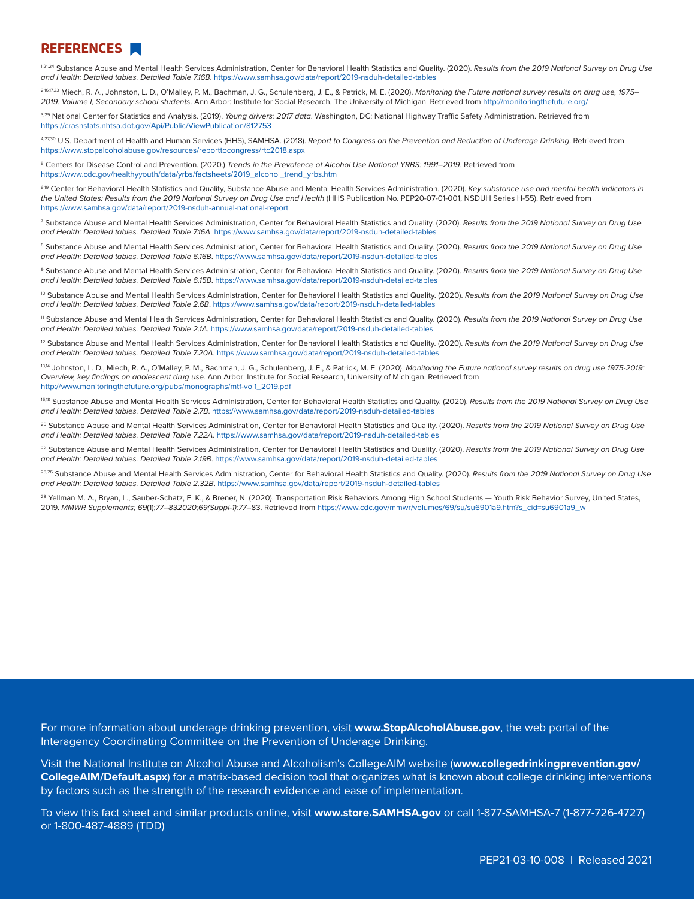## REFERENCES

[1,21,24] Substance Abuse and Mental Health Services Administration, Center for Behavioral Health Statistics and Quality. (2020). *Results from the 2019 National Survey on Drug Use and Health: Detailed tables. Detailed Table 7.16B*. https://www.samhsa.gov/data/report/2019-nsduh-detailed-tables

[2,16,17,23] Miech, R. A., Johnston, L. D., O'Malley, P. M., Bachman, J. G., Schulenberg, J. E., & Patrick, M. E. (2020). *Monitoring the Future national survey results on drug use, 1975–2019: Volume I, Secondary school students*. Ann Arbor: Institute for Social Research, The University of Michigan. Retrieved from http://monitoringthefuture.org/

[3,29] National Center for Statistics and Analysis. (2019). *Young drivers: 2017 data*. Washington, DC: National Highway Traffic Safety Administration. Retrieved from https://crashstats.nhtsa.dot.gov/Api/Public/ViewPublication/812753

[4,27,30] U.S. Department of Health and Human Services (HHS), SAMHSA. (2018). *Report to Congress on the Prevention and Reduction of Underage Drinking*. Retrieved from https://www.stopalcoholabuse.gov/resources/reporttocongress/rtc2018.aspx

[5] Centers for Disease Control and Prevention. (2020.) *Trends in the Prevalence of Alcohol Use National YRBS: 1991–2019*. Retrieved from https://www.cdc.gov/healthyyouth/data/yrbs/factsheets/2019_alcohol_trend_yrbs.htm

[6,19] Center for Behavioral Health Statistics and Quality, Substance Abuse and Mental Health Services Administration. (2020). *Key substance use and mental health indicators in the United States: Results from the 2019 National Survey on Drug Use and Health* (HHS Publication No. PEP20-07-01-001, NSDUH Series H-55). Retrieved from https://www.samhsa.gov/data/report/2019-nsduh-annual-national-report

[7] Substance Abuse and Mental Health Services Administration, Center for Behavioral Health Statistics and Quality. (2020). *Results from the 2019 National Survey on Drug Use and Health: Detailed tables. Detailed Table 7.16A*. https://www.samhsa.gov/data/report/2019-nsduh-detailed-tables

[8] Substance Abuse and Mental Health Services Administration, Center for Behavioral Health Statistics and Quality. (2020). *Results from the 2019 National Survey on Drug Use and Health: Detailed tables. Detailed Table 6.16B*. https://www.samhsa.gov/data/report/2019-nsduh-detailed-tables

[9] Substance Abuse and Mental Health Services Administration, Center for Behavioral Health Statistics and Quality. (2020). *Results from the 2019 National Survey on Drug Use and Health: Detailed tables. Detailed Table 6.15B*. https://www.samhsa.gov/data/report/2019-nsduh-detailed-tables

[10] Substance Abuse and Mental Health Services Administration, Center for Behavioral Health Statistics and Quality. (2020). *Results from the 2019 National Survey on Drug Use and Health: Detailed tables. Detailed Table 2.6B*. https://www.samhsa.gov/data/report/2019-nsduh-detailed-tables

[11] Substance Abuse and Mental Health Services Administration, Center for Behavioral Health Statistics and Quality. (2020). *Results from the 2019 National Survey on Drug Use and Health: Detailed tables. Detailed Table 2.1A*. https://www.samhsa.gov/data/report/2019-nsduh-detailed-tables

[12] Substance Abuse and Mental Health Services Administration, Center for Behavioral Health Statistics and Quality. (2020). *Results from the 2019 National Survey on Drug Use and Health: Detailed tables. Detailed Table 7.20A*. https://www.samhsa.gov/data/report/2019-nsduh-detailed-tables

[13,14] Johnston, L. D., Miech, R. A., O'Malley, P. M., Bachman, J. G., Schulenberg, J. E., & Patrick, M. E. (2020). *Monitoring the Future national survey results on drug use 1975-2019: Overview, key findings on adolescent drug use.* Ann Arbor: Institute for Social Research, University of Michigan. Retrieved from http://www.monitoringthefuture.org/pubs/monographs/mtf-vol1_2019.pdf

[15,18] Substance Abuse and Mental Health Services Administration, Center for Behavioral Health Statistics and Quality. (2020). *Results from the 2019 National Survey on Drug Use and Health: Detailed tables. Detailed Table 2.7B*. https://www.samhsa.gov/data/report/2019-nsduh-detailed-tables

[20] Substance Abuse and Mental Health Services Administration, Center for Behavioral Health Statistics and Quality. (2020). *Results from the 2019 National Survey on Drug Use and Health: Detailed tables. Detailed Table 7.22A*. https://www.samhsa.gov/data/report/2019-nsduh-detailed-tables

[22] Substance Abuse and Mental Health Services Administration, Center for Behavioral Health Statistics and Quality. (2020). *Results from the 2019 National Survey on Drug Use and Health: Detailed tables. Detailed Table 2.19B*. https://www.samhsa.gov/data/report/2019-nsduh-detailed-tables

[25,26] Substance Abuse and Mental Health Services Administration, Center for Behavioral Health Statistics and Quality. (2020). *Results from the 2019 National Survey on Drug Use and Health: Detailed tables. Detailed Table 2.32B*. https://www.samhsa.gov/data/report/2019-nsduh-detailed-tables

[28] Yellman M. A., Bryan, L., Sauber-Schatz, E. K., & Brener, N. (2020). Transportation Risk Behaviors Among High School Students — Youth Risk Behavior Survey, United States, 2019. *MMWR Supplements; 69*(1);77–832020;69(Suppl-1):77–83. Retrieved from https://www.cdc.gov/mmwr/volumes/69/su/su6901a9.htm?s_cid=su6901a9_w

For more information about underage drinking prevention, visit **www.StopAlcoholAbuse.gov**, the web portal of the Interagency Coordinating Committee on the Prevention of Underage Drinking.

Visit the National Institute on Alcohol Abuse and Alcoholism's CollegeAIM website (**www.collegedrinkingprevention.gov/CollegeAIM/Default.aspx**) for a matrix-based decision tool that organizes what is known about college drinking interventions by factors such as the strength of the research evidence and ease of implementation.

To view this fact sheet and similar products online, visit **www.store.SAMHSA.gov** or call 1-877-SAMHSA-7 (1-877-726-4727) or 1-800-487-4889 (TDD)

PEP21-03-10-008 | Released 2021